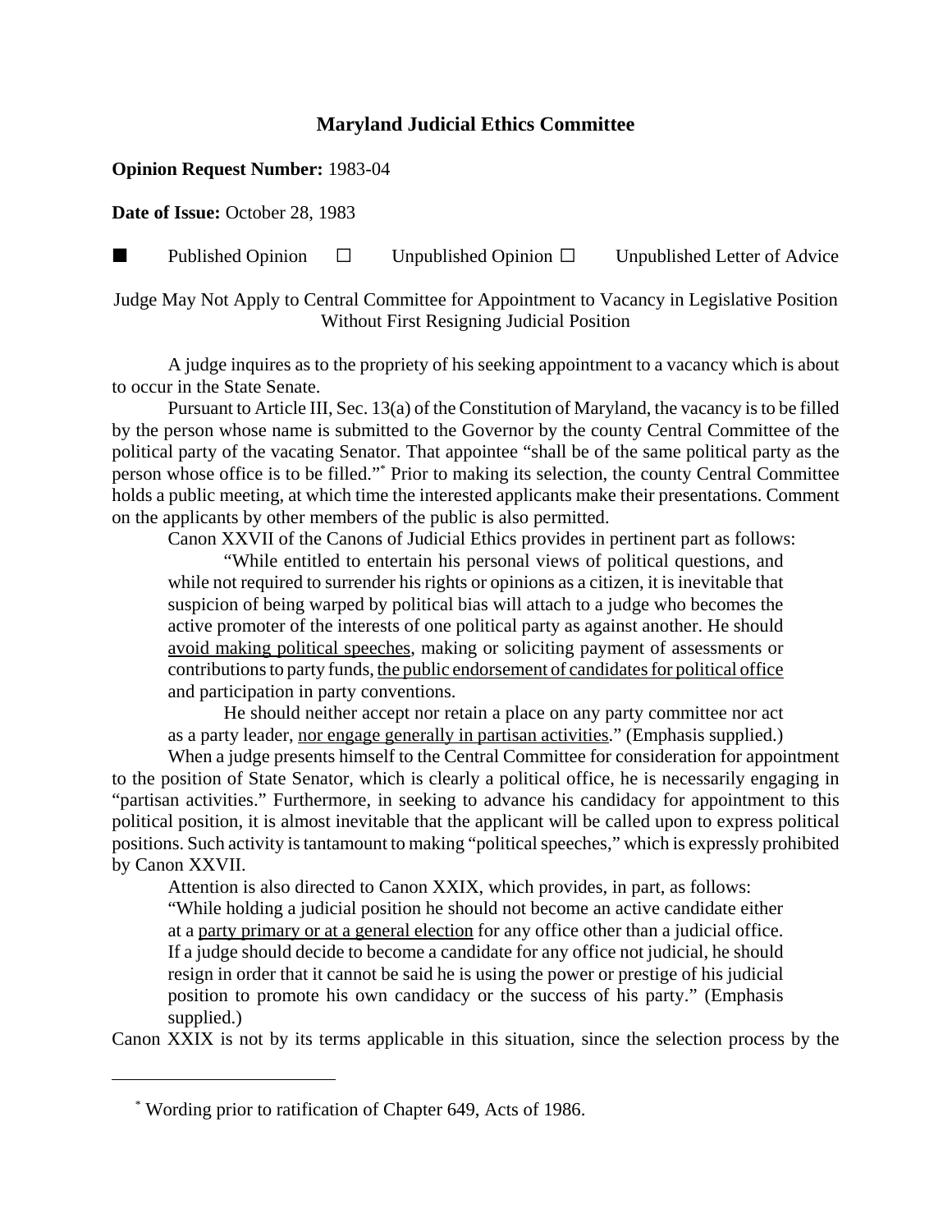# Maryland Judicial Ethics Committee

**Opinion Request Number:** 1983-04

**Date of Issue:** October 28, 1983

■ Published Opinion ☐ Unpublished Opinion ☐ Unpublished Letter of Advice

Judge May Not Apply to Central Committee for Appointment to Vacancy in Legislative Position Without First Resigning Judicial Position

A judge inquires as to the propriety of his seeking appointment to a vacancy which is about to occur in the State Senate.

Pursuant to Article III, Sec. 13(a) of the Constitution of Maryland, the vacancy is to be filled by the person whose name is submitted to the Governor by the county Central Committee of the political party of the vacating Senator. That appointee "shall be of the same political party as the person whose office is to be filled."[*] Prior to making its selection, the county Central Committee holds a public meeting, at which time the interested applicants make their presentations. Comment on the applicants by other members of the public is also permitted.

Canon XXVII of the Canons of Judicial Ethics provides in pertinent part as follows:

> "While entitled to entertain his personal views of political questions, and while not required to surrender his rights or opinions as a citizen, it is inevitable that suspicion of being warped by political bias will attach to a judge who becomes the active promoter of the interests of one political party as against another. He should <u>avoid making political speeches</u>, making or soliciting payment of assessments or contributions to party funds, <u>the public endorsement of candidates for political office</u> and participation in party conventions.
>
> He should neither accept nor retain a place on any party committee nor act as a party leader, <u>nor engage generally in partisan activities</u>." (Emphasis supplied.)

When a judge presents himself to the Central Committee for consideration for appointment to the position of State Senator, which is clearly a political office, he is necessarily engaging in "partisan activities." Furthermore, in seeking to advance his candidacy for appointment to this political position, it is almost inevitable that the applicant will be called upon to express political positions. Such activity is tantamount to making "political speeches," which is expressly prohibited by Canon XXVII.

Attention is also directed to Canon XXIX, which provides, in part, as follows:

> "While holding a judicial position he should not become an active candidate either at a <u>party primary or at a general election</u> for any office other than a judicial office. If a judge should decide to become a candidate for any office not judicial, he should resign in order that it cannot be said he is using the power or prestige of his judicial position to promote his own candidacy or the success of his party." (Emphasis supplied.)

Canon XXIX is not by its terms applicable in this situation, since the selection process by the

---

[*] Wording prior to ratification of Chapter 649, Acts of 1986.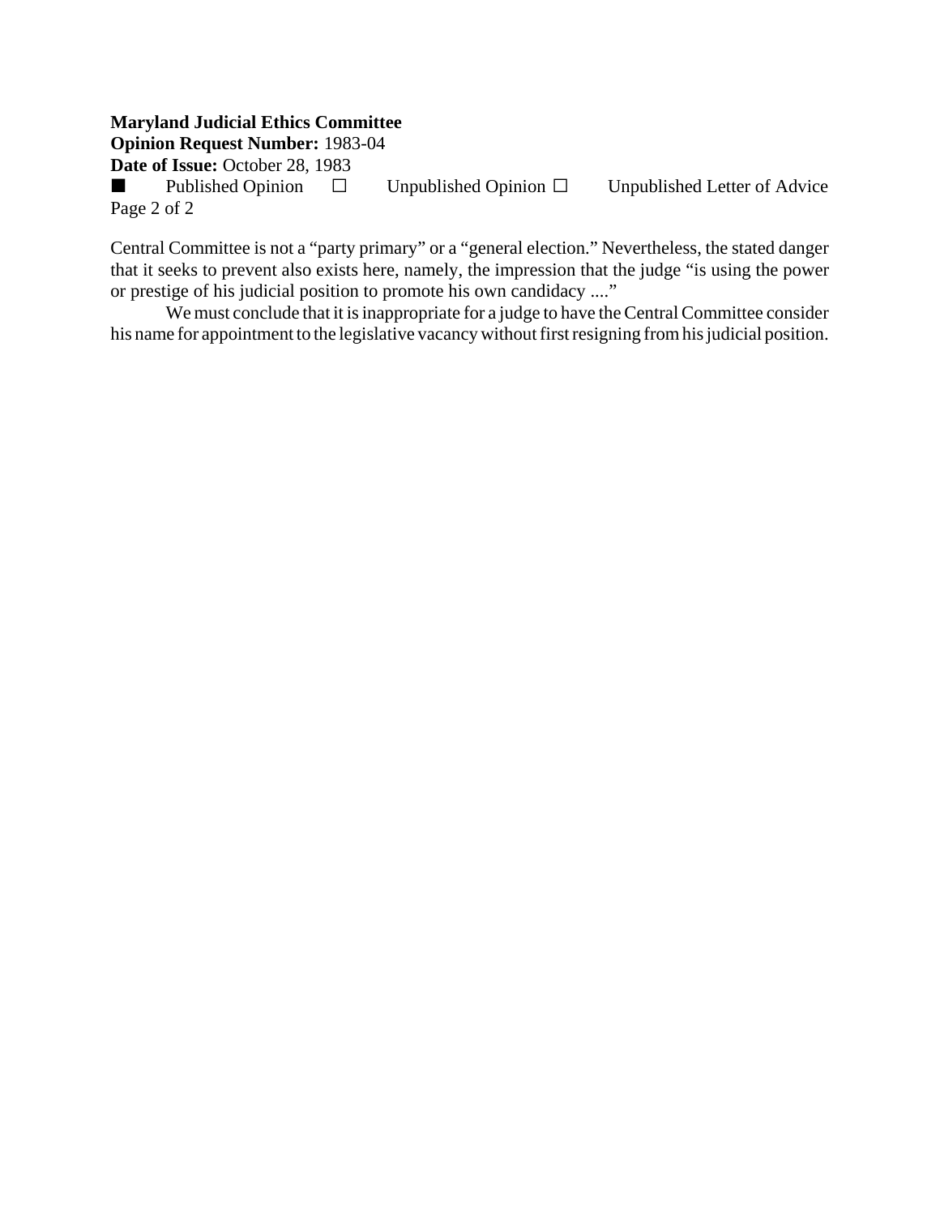Central Committee is not a "party primary" or a "general election." Nevertheless, the stated danger that it seeks to prevent also exists here, namely, the impression that the judge "is using the power or prestige of his judicial position to promote his own candidacy ...."

We must conclude that it is inappropriate for a judge to have the Central Committee consider his name for appointment to the legislative vacancy without first resigning from his judicial position.